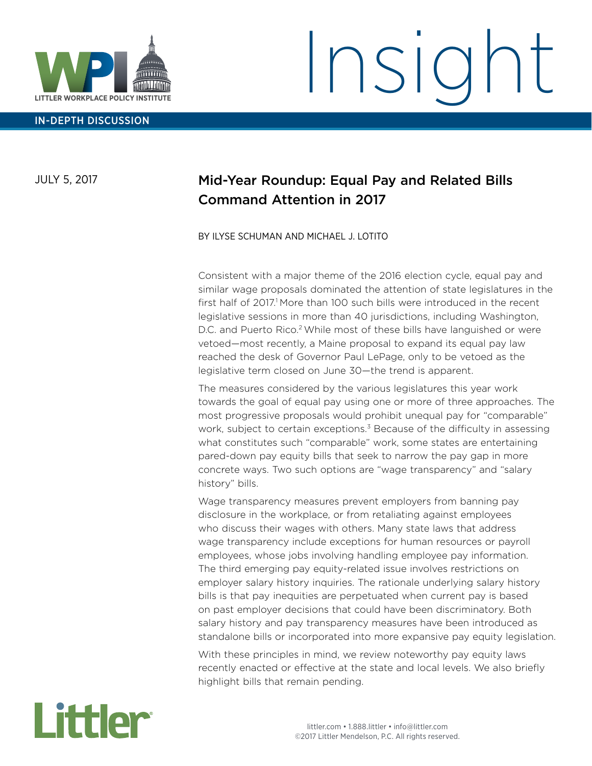LITTLER WORKPLACE POLICY INSTITUTE

# Insight

IN-DEPTH DISCUSSION

JULY 5, 2017

## Mid-Year Roundup: Equal Pay and Related Bills Command Attention in 2017

BY ILYSE SCHUMAN AND MICHAEL J. LOTITO

Consistent with a major theme of the 2016 election cycle, equal pay and similar wage proposals dominated the attention of state legislatures in the first half of 2017.[1] More than 100 such bills were introduced in the recent legislative sessions in more than 40 jurisdictions, including Washington, D.C. and Puerto Rico.[2] While most of these bills have languished or were vetoed—most recently, a Maine proposal to expand its equal pay law reached the desk of Governor Paul LePage, only to be vetoed as the legislative term closed on June 30—the trend is apparent.

The measures considered by the various legislatures this year work towards the goal of equal pay using one or more of three approaches. The most progressive proposals would prohibit unequal pay for "comparable" work, subject to certain exceptions.[3] Because of the difficulty in assessing what constitutes such "comparable" work, some states are entertaining pared-down pay equity bills that seek to narrow the pay gap in more concrete ways. Two such options are "wage transparency" and "salary history" bills.

Wage transparency measures prevent employers from banning pay disclosure in the workplace, or from retaliating against employees who discuss their wages with others. Many state laws that address wage transparency include exceptions for human resources or payroll employees, whose jobs involving handling employee pay information. The third emerging pay equity-related issue involves restrictions on employer salary history inquiries. The rationale underlying salary history bills is that pay inequities are perpetuated when current pay is based on past employer decisions that could have been discriminatory. Both salary history and pay transparency measures have been introduced as standalone bills or incorporated into more expansive pay equity legislation.

With these principles in mind, we review noteworthy pay equity laws recently enacted or effective at the state and local levels. We also briefly highlight bills that remain pending.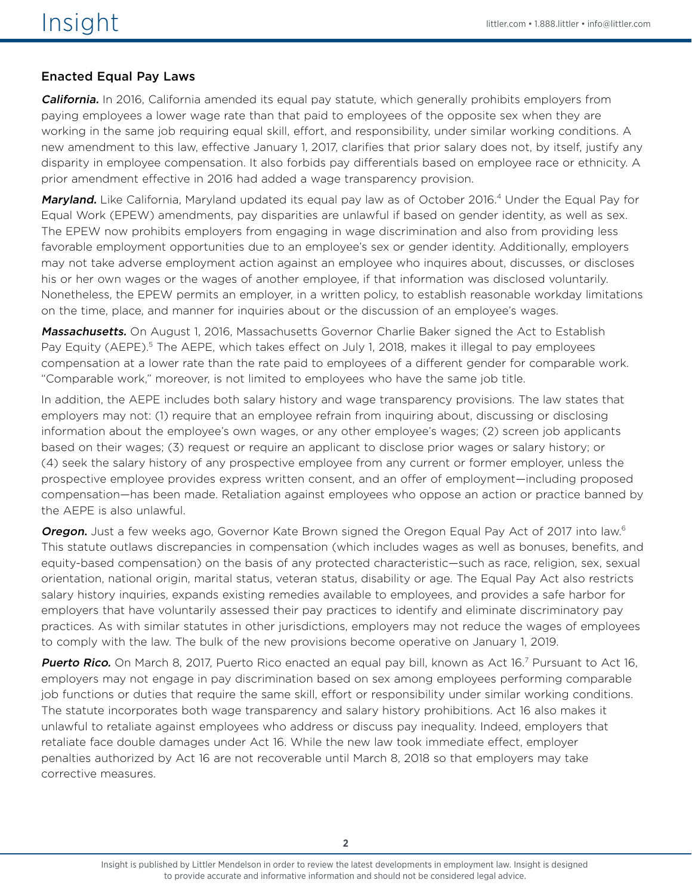## Enacted Equal Pay Laws

***California.*** In 2016, California amended its equal pay statute, which generally prohibits employers from paying employees a lower wage rate than that paid to employees of the opposite sex when they are working in the same job requiring equal skill, effort, and responsibility, under similar working conditions. A new amendment to this law, effective January 1, 2017, clarifies that prior salary does not, by itself, justify any disparity in employee compensation. It also forbids pay differentials based on employee race or ethnicity. A prior amendment effective in 2016 had added a wage transparency provision.

***Maryland.*** Like California, Maryland updated its equal pay law as of October 2016.[4] Under the Equal Pay for Equal Work (EPEW) amendments, pay disparities are unlawful if based on gender identity, as well as sex. The EPEW now prohibits employers from engaging in wage discrimination and also from providing less favorable employment opportunities due to an employee's sex or gender identity. Additionally, employers may not take adverse employment action against an employee who inquires about, discusses, or discloses his or her own wages or the wages of another employee, if that information was disclosed voluntarily. Nonetheless, the EPEW permits an employer, in a written policy, to establish reasonable workday limitations on the time, place, and manner for inquiries about or the discussion of an employee's wages.

***Massachusetts.*** On August 1, 2016, Massachusetts Governor Charlie Baker signed the Act to Establish Pay Equity (AEPE).[5] The AEPE, which takes effect on July 1, 2018, makes it illegal to pay employees compensation at a lower rate than the rate paid to employees of a different gender for comparable work. "Comparable work," moreover, is not limited to employees who have the same job title.

In addition, the AEPE includes both salary history and wage transparency provisions. The law states that employers may not: (1) require that an employee refrain from inquiring about, discussing or disclosing information about the employee's own wages, or any other employee's wages; (2) screen job applicants based on their wages; (3) request or require an applicant to disclose prior wages or salary history; or (4) seek the salary history of any prospective employee from any current or former employer, unless the prospective employee provides express written consent, and an offer of employment—including proposed compensation—has been made. Retaliation against employees who oppose an action or practice banned by the AEPE is also unlawful.

***Oregon.*** Just a few weeks ago, Governor Kate Brown signed the Oregon Equal Pay Act of 2017 into law.[6] This statute outlaws discrepancies in compensation (which includes wages as well as bonuses, benefits, and equity-based compensation) on the basis of any protected characteristic—such as race, religion, sex, sexual orientation, national origin, marital status, veteran status, disability or age. The Equal Pay Act also restricts salary history inquiries, expands existing remedies available to employees, and provides a safe harbor for employers that have voluntarily assessed their pay practices to identify and eliminate discriminatory pay practices. As with similar statutes in other jurisdictions, employers may not reduce the wages of employees to comply with the law. The bulk of the new provisions become operative on January 1, 2019.

***Puerto Rico.*** On March 8, 2017, Puerto Rico enacted an equal pay bill, known as Act 16.[7] Pursuant to Act 16, employers may not engage in pay discrimination based on sex among employees performing comparable job functions or duties that require the same skill, effort or responsibility under similar working conditions. The statute incorporates both wage transparency and salary history prohibitions. Act 16 also makes it unlawful to retaliate against employees who address or discuss pay inequality. Indeed, employers that retaliate face double damages under Act 16. While the new law took immediate effect, employer penalties authorized by Act 16 are not recoverable until March 8, 2018 so that employers may take corrective measures.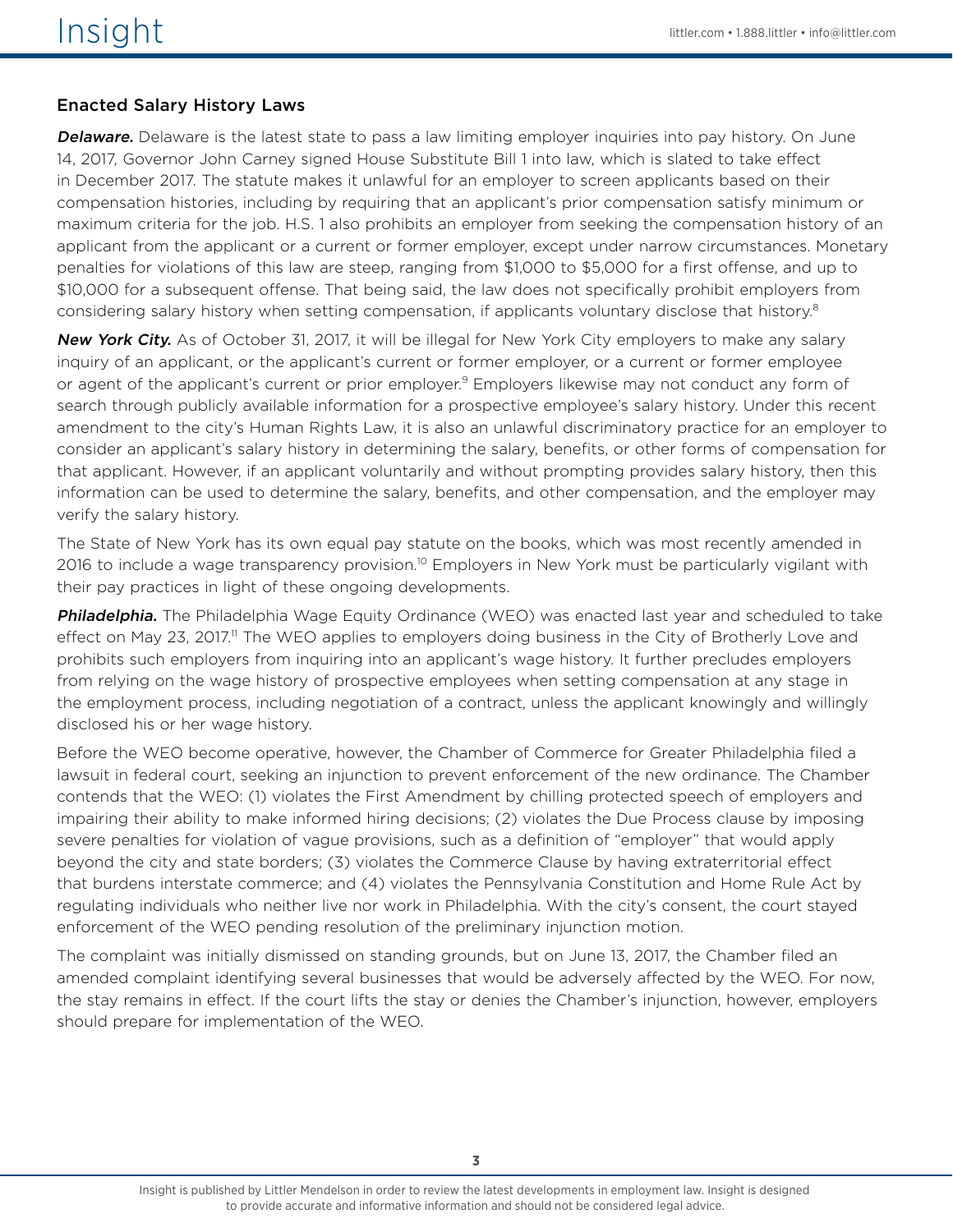## Enacted Salary History Laws

***Delaware.*** Delaware is the latest state to pass a law limiting employer inquiries into pay history. On June 14, 2017, Governor John Carney signed House Substitute Bill 1 into law, which is slated to take effect in December 2017. The statute makes it unlawful for an employer to screen applicants based on their compensation histories, including by requiring that an applicant's prior compensation satisfy minimum or maximum criteria for the job. H.S. 1 also prohibits an employer from seeking the compensation history of an applicant from the applicant or a current or former employer, except under narrow circumstances. Monetary penalties for violations of this law are steep, ranging from $1,000 to $5,000 for a first offense, and up to $10,000 for a subsequent offense. That being said, the law does not specifically prohibit employers from considering salary history when setting compensation, if applicants voluntary disclose that history.[8]

***New York City.*** As of October 31, 2017, it will be illegal for New York City employers to make any salary inquiry of an applicant, or the applicant's current or former employer, or a current or former employee or agent of the applicant's current or prior employer.[9] Employers likewise may not conduct any form of search through publicly available information for a prospective employee's salary history. Under this recent amendment to the city's Human Rights Law, it is also an unlawful discriminatory practice for an employer to consider an applicant's salary history in determining the salary, benefits, or other forms of compensation for that applicant. However, if an applicant voluntarily and without prompting provides salary history, then this information can be used to determine the salary, benefits, and other compensation, and the employer may verify the salary history.

The State of New York has its own equal pay statute on the books, which was most recently amended in 2016 to include a wage transparency provision.[10] Employers in New York must be particularly vigilant with their pay practices in light of these ongoing developments.

***Philadelphia.*** The Philadelphia Wage Equity Ordinance (WEO) was enacted last year and scheduled to take effect on May 23, 2017.[11] The WEO applies to employers doing business in the City of Brotherly Love and prohibits such employers from inquiring into an applicant's wage history. It further precludes employers from relying on the wage history of prospective employees when setting compensation at any stage in the employment process, including negotiation of a contract, unless the applicant knowingly and willingly disclosed his or her wage history.

Before the WEO become operative, however, the Chamber of Commerce for Greater Philadelphia filed a lawsuit in federal court, seeking an injunction to prevent enforcement of the new ordinance. The Chamber contends that the WEO: (1) violates the First Amendment by chilling protected speech of employers and impairing their ability to make informed hiring decisions; (2) violates the Due Process clause by imposing severe penalties for violation of vague provisions, such as a definition of "employer" that would apply beyond the city and state borders; (3) violates the Commerce Clause by having extraterritorial effect that burdens interstate commerce; and (4) violates the Pennsylvania Constitution and Home Rule Act by regulating individuals who neither live nor work in Philadelphia. With the city's consent, the court stayed enforcement of the WEO pending resolution of the preliminary injunction motion.

The complaint was initially dismissed on standing grounds, but on June 13, 2017, the Chamber filed an amended complaint identifying several businesses that would be adversely affected by the WEO. For now, the stay remains in effect. If the court lifts the stay or denies the Chamber's injunction, however, employers should prepare for implementation of the WEO.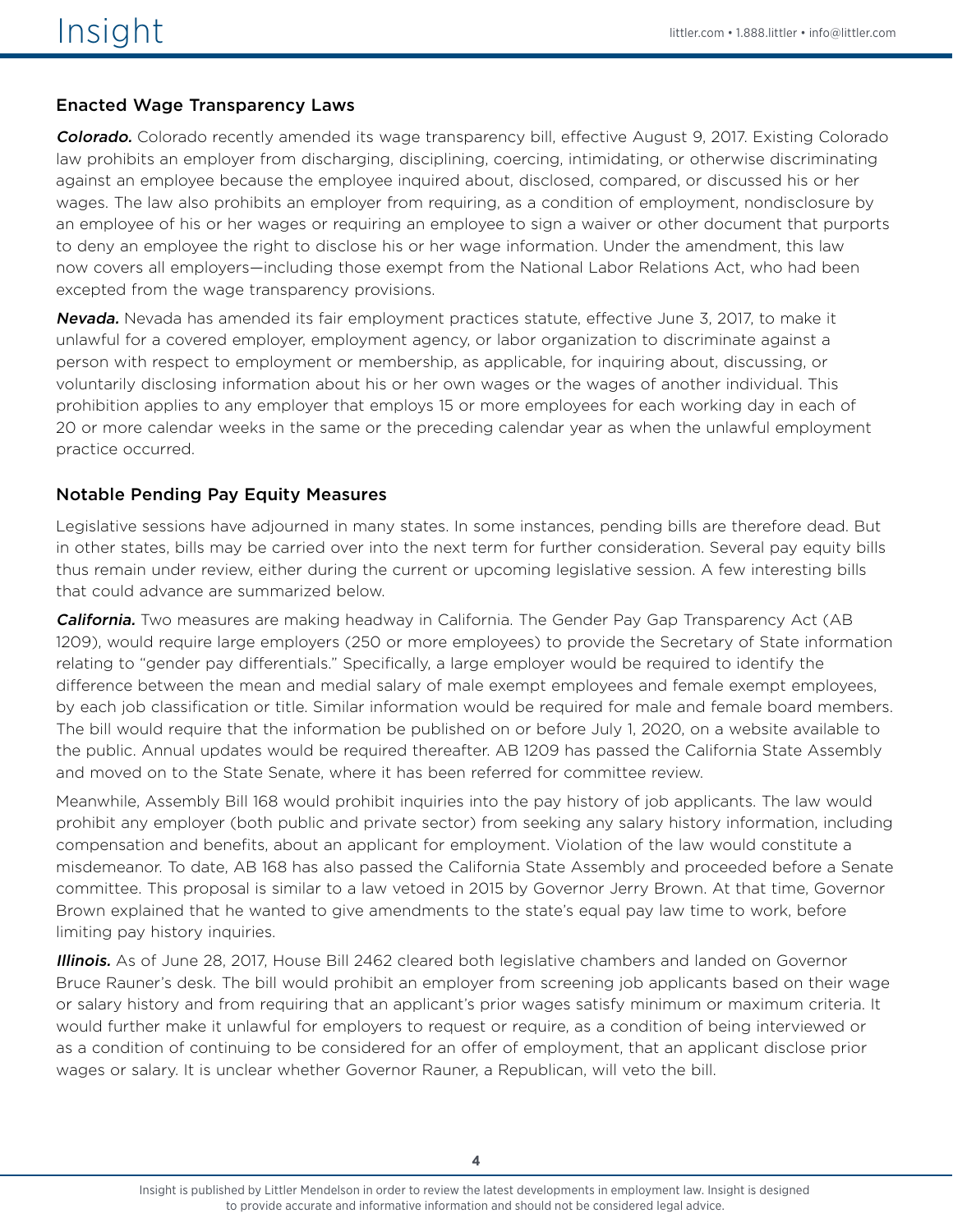## Enacted Wage Transparency Laws

***Colorado.*** Colorado recently amended its wage transparency bill, effective August 9, 2017. Existing Colorado law prohibits an employer from discharging, disciplining, coercing, intimidating, or otherwise discriminating against an employee because the employee inquired about, disclosed, compared, or discussed his or her wages. The law also prohibits an employer from requiring, as a condition of employment, nondisclosure by an employee of his or her wages or requiring an employee to sign a waiver or other document that purports to deny an employee the right to disclose his or her wage information. Under the amendment, this law now covers all employers—including those exempt from the National Labor Relations Act, who had been excepted from the wage transparency provisions.

***Nevada.*** Nevada has amended its fair employment practices statute, effective June 3, 2017, to make it unlawful for a covered employer, employment agency, or labor organization to discriminate against a person with respect to employment or membership, as applicable, for inquiring about, discussing, or voluntarily disclosing information about his or her own wages or the wages of another individual. This prohibition applies to any employer that employs 15 or more employees for each working day in each of 20 or more calendar weeks in the same or the preceding calendar year as when the unlawful employment practice occurred.

## Notable Pending Pay Equity Measures

Legislative sessions have adjourned in many states. In some instances, pending bills are therefore dead. But in other states, bills may be carried over into the next term for further consideration. Several pay equity bills thus remain under review, either during the current or upcoming legislative session. A few interesting bills that could advance are summarized below.

***California.*** Two measures are making headway in California. The Gender Pay Gap Transparency Act (AB 1209), would require large employers (250 or more employees) to provide the Secretary of State information relating to "gender pay differentials." Specifically, a large employer would be required to identify the difference between the mean and medial salary of male exempt employees and female exempt employees, by each job classification or title. Similar information would be required for male and female board members. The bill would require that the information be published on or before July 1, 2020, on a website available to the public. Annual updates would be required thereafter. AB 1209 has passed the California State Assembly and moved on to the State Senate, where it has been referred for committee review.

Meanwhile, Assembly Bill 168 would prohibit inquiries into the pay history of job applicants. The law would prohibit any employer (both public and private sector) from seeking any salary history information, including compensation and benefits, about an applicant for employment. Violation of the law would constitute a misdemeanor. To date, AB 168 has also passed the California State Assembly and proceeded before a Senate committee. This proposal is similar to a law vetoed in 2015 by Governor Jerry Brown. At that time, Governor Brown explained that he wanted to give amendments to the state's equal pay law time to work, before limiting pay history inquiries.

***Illinois.*** As of June 28, 2017, House Bill 2462 cleared both legislative chambers and landed on Governor Bruce Rauner's desk. The bill would prohibit an employer from screening job applicants based on their wage or salary history and from requiring that an applicant's prior wages satisfy minimum or maximum criteria. It would further make it unlawful for employers to request or require, as a condition of being interviewed or as a condition of continuing to be considered for an offer of employment, that an applicant disclose prior wages or salary. It is unclear whether Governor Rauner, a Republican, will veto the bill.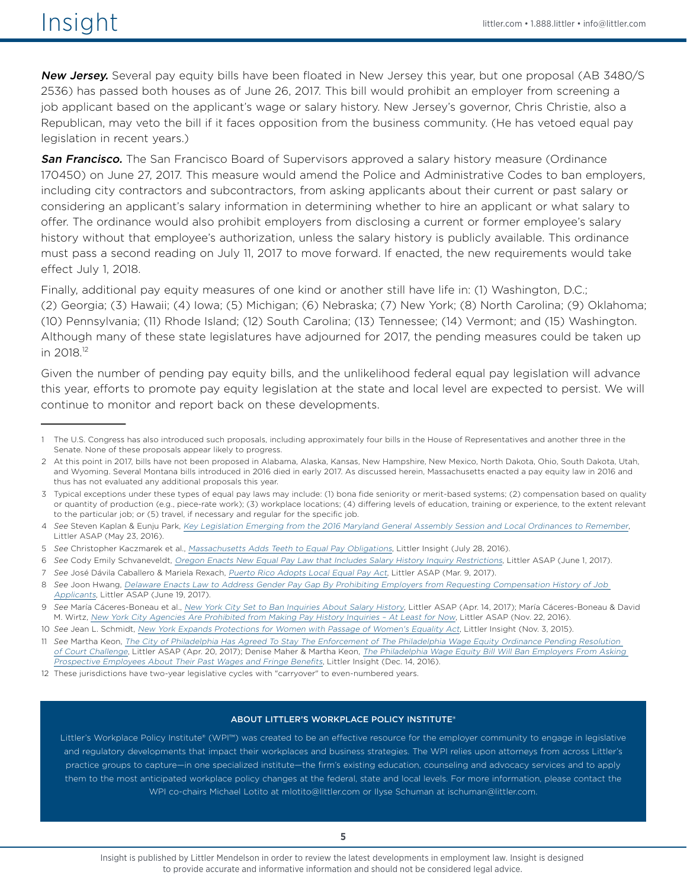***New Jersey.*** Several pay equity bills have been floated in New Jersey this year, but one proposal (AB 3480/S 2536) has passed both houses as of June 26, 2017. This bill would prohibit an employer from screening a job applicant based on the applicant's wage or salary history. New Jersey's governor, Chris Christie, also a Republican, may veto the bill if it faces opposition from the business community. (He has vetoed equal pay legislation in recent years.)

***San Francisco.*** The San Francisco Board of Supervisors approved a salary history measure (Ordinance 170450) on June 27, 2017. This measure would amend the Police and Administrative Codes to ban employers, including city contractors and subcontractors, from asking applicants about their current or past salary or considering an applicant's salary information in determining whether to hire an applicant or what salary to offer. The ordinance would also prohibit employers from disclosing a current or former employee's salary history without that employee's authorization, unless the salary history is publicly available. This ordinance must pass a second reading on July 11, 2017 to move forward. If enacted, the new requirements would take effect July 1, 2018.

Finally, additional pay equity measures of one kind or another still have life in: (1) Washington, D.C.; (2) Georgia; (3) Hawaii; (4) Iowa; (5) Michigan; (6) Nebraska; (7) New York; (8) North Carolina; (9) Oklahoma; (10) Pennsylvania; (11) Rhode Island; (12) South Carolina; (13) Tennessee; (14) Vermont; and (15) Washington. Although many of these state legislatures have adjourned for 2017, the pending measures could be taken up in 2018.[12]

Given the number of pending pay equity bills, and the unlikelihood federal equal pay legislation will advance this year, efforts to promote pay equity legislation at the state and local level are expected to persist. We will continue to monitor and report back on these developments.

---

1 The U.S. Congress has also introduced such proposals, including approximately four bills in the House of Representatives and another three in the Senate. None of these proposals appear likely to progress.

2 At this point in 2017, bills have not been proposed in Alabama, Alaska, Kansas, New Hampshire, New Mexico, North Dakota, Ohio, South Dakota, Utah, and Wyoming. Several Montana bills introduced in 2016 died in early 2017. As discussed herein, Massachusetts enacted a pay equity law in 2016 and thus has not evaluated any additional proposals this year.

3 Typical exceptions under these types of equal pay laws may include: (1) bona fide seniority or merit-based systems; (2) compensation based on quality or quantity of production (e.g., piece-rate work); (3) workplace locations; (4) differing levels of education, training or experience, to the extent relevant to the particular job; or (5) travel, if necessary and regular for the specific job.

4 *See* Steven Kaplan & Eunju Park, *Key Legislation Emerging from the 2016 Maryland General Assembly Session and Local Ordinances to Remember*, Littler ASAP (May 23, 2016).

5 *See* Christopher Kaczmarek et al., *Massachusetts Adds Teeth to Equal Pay Obligations*, Littler Insight (July 28, 2016).

6 *See* Cody Emily Schvaneveldt, *Oregon Enacts New Equal Pay Law that Includes Salary History Inquiry Restrictions*, Littler ASAP (June 1, 2017).

7 *See* José Dávila Caballero & Mariela Rexach, *Puerto Rico Adopts Local Equal Pay Act*, Littler ASAP (Mar. 9, 2017).

8 *See* Joon Hwang, *Delaware Enacts Law to Address Gender Pay Gap By Prohibiting Employers from Requesting Compensation History of Job Applicants*, Littler ASAP (June 19, 2017).

9 *See* María Cáceres-Boneau et al., *New York City Set to Ban Inquiries About Salary History*, Littler ASAP (Apr. 14, 2017); María Cáceres-Boneau & David M. Wirtz, *New York City Agencies Are Prohibited from Making Pay History Inquiries – At Least for Now*, Littler ASAP (Nov. 22, 2016).

10 *See* Jean L. Schmidt, *New York Expands Protections for Women with Passage of Women's Equality Act*, Littler Insight (Nov. 3, 2015).

11 *See* Martha Keon, *The City of Philadelphia Has Agreed To Stay The Enforcement of The Philadelphia Wage Equity Ordinance Pending Resolution of Court Challenge*, Littler ASAP (Apr. 20, 2017); Denise Maher & Martha Keon, *The Philadelphia Wage Equity Bill Will Ban Employers From Asking Prospective Employees About Their Past Wages and Fringe Benefits*, Littler Insight (Dec. 14, 2016).

12 These jurisdictions have two-year legislative cycles with "carryover" to even-numbered years.

**ABOUT LITTLER'S WORKPLACE POLICY INSTITUTE®**

Littler's Workplace Policy Institute® (WPI™) was created to be an effective resource for the employer community to engage in legislative and regulatory developments that impact their workplaces and business strategies. The WPI relies upon attorneys from across Littler's practice groups to capture—in one specialized institute—the firm's existing education, counseling and advocacy services and to apply them to the most anticipated workplace policy changes at the federal, state and local levels. For more information, please contact the WPI co-chairs Michael Lotito at mlotito@littler.com or Ilyse Schuman at ischuman@littler.com.